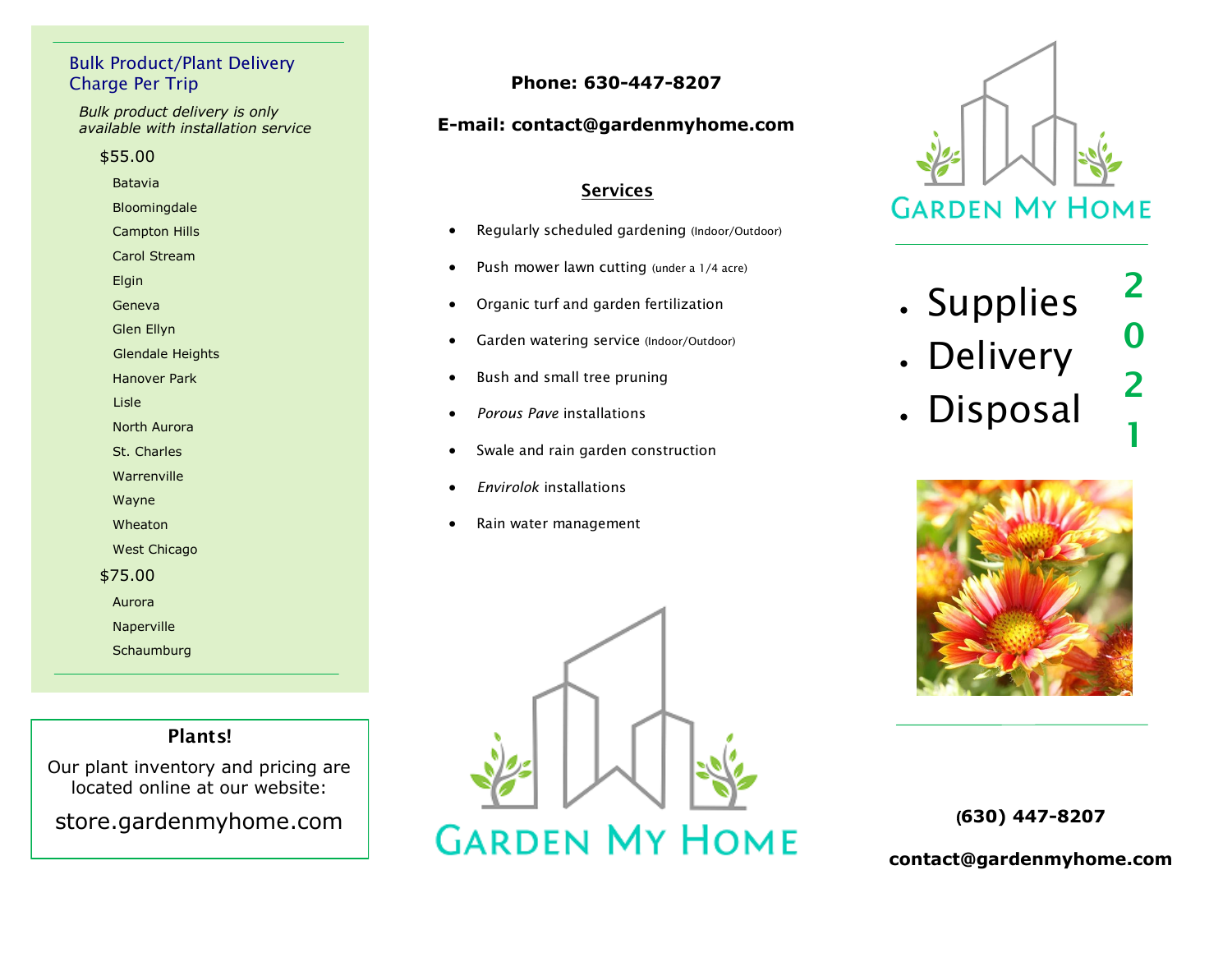## Bulk Product/Plant Delivery Charge Per Trip

*Bulk product delivery is only available with installation service*

**$55.00**

- Batavia
- Bloomingdale
- Campton Hills
- Carol Stream
- Elgin
- Geneva
- Glen Ellyn
- Glendale Heights
- Hanover Park
- Lisle
- North Aurora
- St. Charles
- Warrenville
- Wayne
- Wheaton
- West Chicago

**$75.00**

- Aurora
- Naperville
- Schaumburg

### Plants!

Our plant inventory and pricing are located online at our website:

store.gardenmyhome.com

**Phone: 630-447-8207**

**E-mail: contact@gardenmyhome.com**

## Services

- Regularly scheduled gardening (Indoor/Outdoor)
- Push mower lawn cutting (under a 1/4 acre)
- Organic turf and garden fertilization
- Garden watering service (Indoor/Outdoor)
- Bush and small tree pruning
- *Porous Pave* installations
- Swale and rain garden construction
- *Envirolok* installations
- Rain water management

GARDEN MY HOME

# GARDEN MY HOME

- Supplies
- Delivery
- Disposal

**2021**

**(630) 447-8207**

**contact@gardenmyhome.com**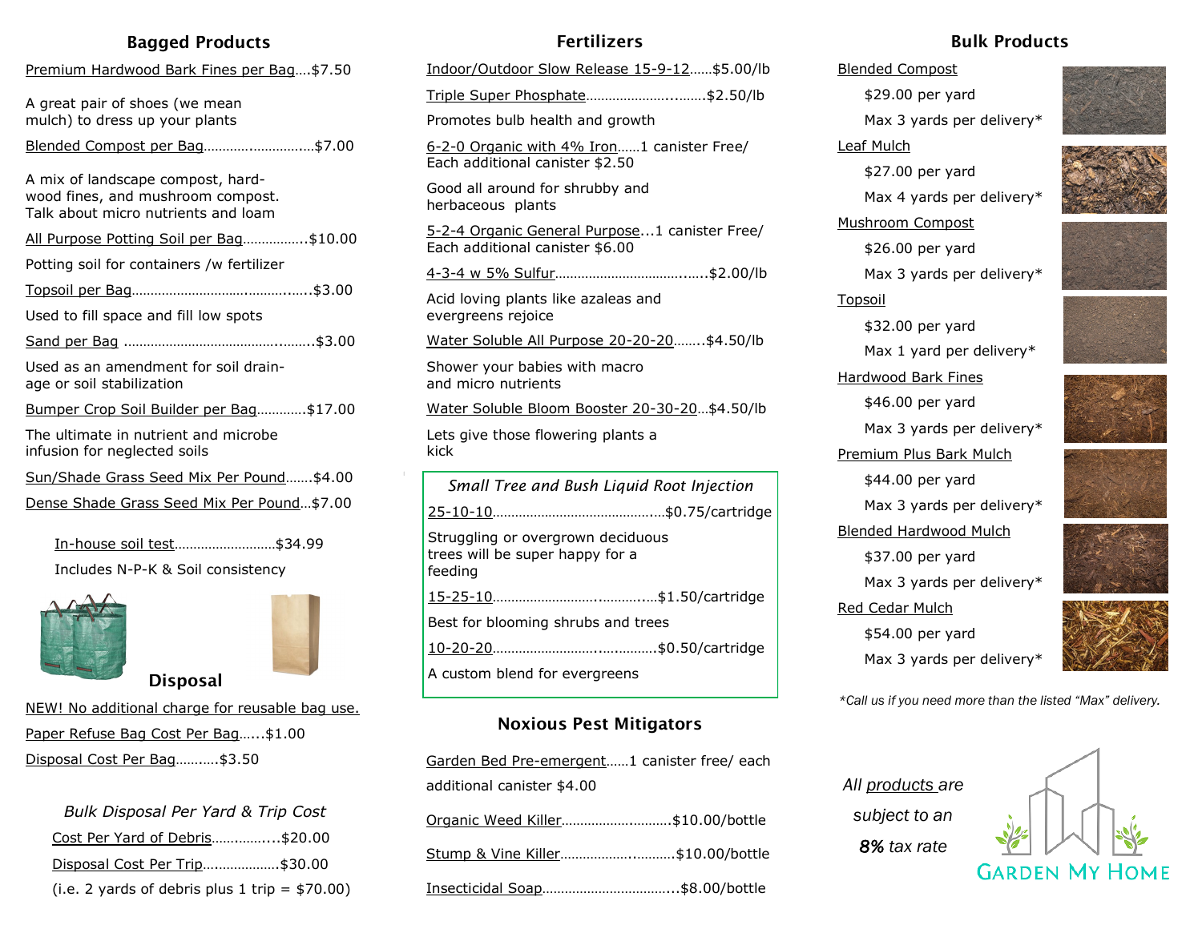## Bagged Products

Premium Hardwood Bark Fines per Bag....$7.50

A great pair of shoes (we mean mulch) to dress up your plants

Blended Compost per Bag.......................$7.00

A mix of landscape compost, hard-wood fines, and mushroom compost. Talk about micro nutrients and loam

All Purpose Potting Soil per Bag................$10.00

Potting soil for containers /w fertilizer

Topsoil per Bag........................................$3.00

Used to fill space and fill low spots

Sand per Bag ..........................................$3.00

Used as an amendment for soil drainage or soil stabilization

Bumper Crop Soil Builder per Bag............$17.00

The ultimate in nutrient and microbe infusion for neglected soils

Sun/Shade Grass Seed Mix Per Pound.......$4.00

Dense Shade Grass Seed Mix Per Pound...$7.00

In-house soil test..........................$34.99

Includes N-P-K & Soil consistency

## Disposal

NEW! No additional charge for reusable bag use.

Paper Refuse Bag Cost Per Bag......$1.00

Disposal Cost Per Bag...........$3.50

*Bulk Disposal Per Yard & Trip Cost*

Cost Per Yard of Debris.................$20.00

Disposal Cost Per Trip...................$30.00

(i.e. 2 yards of debris plus 1 trip = $70.00)

## Fertilizers

Indoor/Outdoor Slow Release 15-9-12......$5.00/lb

Triple Super Phosphate...........................$2.50/lb

Promotes bulb health and growth

6-2-0 Organic with 4% Iron......1 canister Free/ Each additional canister $2.50

Good all around for shrubby and herbaceous plants

5-2-4 Organic General Purpose...1 canister Free/ Each additional canister $6.00

4-3-4 w 5% Sulfur....................................$2.00/lb

Acid loving plants like azaleas and evergreens rejoice

Water Soluble All Purpose 20-20-20........$4.50/lb

Shower your babies with macro and micro nutrients

Water Soluble Bloom Booster 20-30-20...$4.50/lb

Lets give those flowering plants a kick

### *Small Tree and Bush Liquid Root Injection*

25-10-10............................................$0.75/cartridge

Struggling or overgrown deciduous trees will be super happy for a feeding

15-25-10.........................................$1.50/cartridge

Best for blooming shrubs and trees

10-20-20.........................................$0.50/cartridge

A custom blend for evergreens

## Noxious Pest Mitigators

Garden Bed Pre-emergent......1 canister free/ each additional canister $4.00

Organic Weed Killer..............................$10.00/bottle

Stump & Vine Killer..............................$10.00/bottle

Insecticidal Soap..................................$8.00/bottle

## Bulk Products

Blended Compost
$29.00 per yard
Max 3 yards per delivery*

Leaf Mulch
$27.00 per yard
Max 4 yards per delivery*

Mushroom Compost
$26.00 per yard
Max 3 yards per delivery*

Topsoil
$32.00 per yard
Max 1 yard per delivery*

Hardwood Bark Fines
$46.00 per yard
Max 3 yards per delivery*

Premium Plus Bark Mulch
$44.00 per yard
Max 3 yards per delivery*

Blended Hardwood Mulch
$37.00 per yard
Max 3 yards per delivery*

Red Cedar Mulch
$54.00 per yard
Max 3 yards per delivery*

*\*Call us if you need more than the listed "Max" delivery.*

*All products are subject to an **8%** tax rate*

Garden My Home